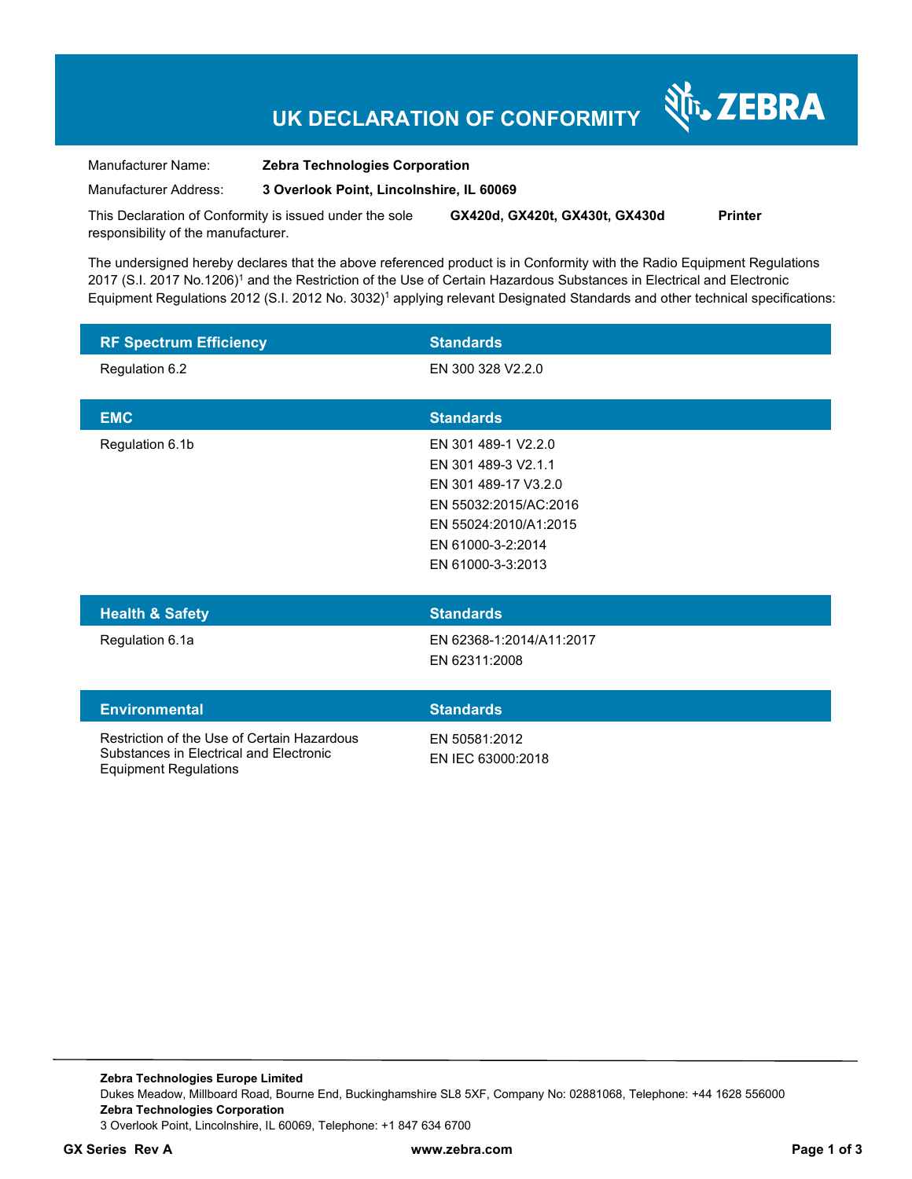# UK DECLARATION OF CONFORMITY

ZEBRA

Manufacturer Name: **Zebra Technologies Corporation**

Manufacturer Address: **3 Overlook Point, Lincolnshire, IL 60069**

This Declaration of Conformity is issued under the sole responsibility of the manufacturer. **GX420d, GX420t, GX430t, GX430d** **Printer**

The undersigned hereby declares that the above referenced product is in Conformity with the Radio Equipment Regulations 2017 (S.I. 2017 No.1206)[1] and the Restriction of the Use of Certain Hazardous Substances in Electrical and Electronic Equipment Regulations 2012 (S.I. 2012 No. 3032)[1] applying relevant Designated Standards and other technical specifications:

| RF Spectrum Efficiency | Standards |
|---|---|
| Regulation 6.2 | EN 300 328 V2.2.0 |

| EMC | Standards |
|---|---|
| Regulation 6.1b | EN 301 489-1 V2.2.0<br>EN 301 489-3 V2.1.1<br>EN 301 489-17 V3.2.0<br>EN 55032:2015/AC:2016<br>EN 55024:2010/A1:2015<br>EN 61000-3-2:2014<br>EN 61000-3-3:2013 |

| Health & Safety | Standards |
|---|---|
| Regulation 6.1a | EN 62368-1:2014/A11:2017<br>EN 62311:2008 |

| Environmental | Standards |
|---|---|
| Restriction of the Use of Certain Hazardous Substances in Electrical and Electronic Equipment Regulations | EN 50581:2012<br>EN IEC 63000:2018 |

**Zebra Technologies Europe Limited**
Dukes Meadow, Millboard Road, Bourne End, Buckinghamshire SL8 5XF, Company No: 02881068, Telephone: +44 1628 556000
**Zebra Technologies Corporation**
3 Overlook Point, Lincolnshire, IL 60069, Telephone: +1 847 634 6700

**GX Series Rev A** **www.zebra.com**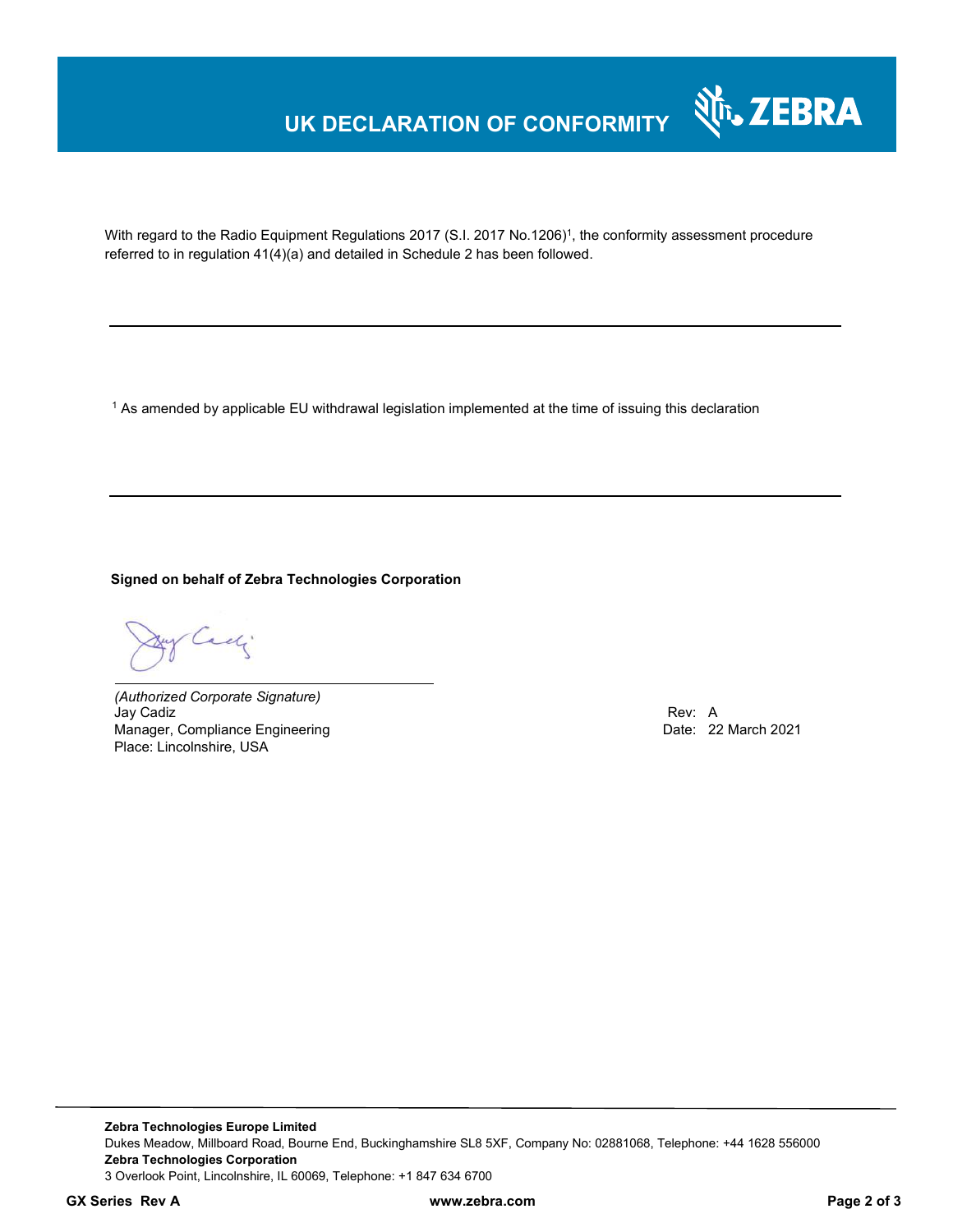# UK DECLARATION OF CONFORMITY

With regard to the Radio Equipment Regulations 2017 (S.I. 2017 No.1206)[1], the conformity assessment procedure referred to in regulation 41(4)(a) and detailed in Schedule 2 has been followed.

---

[1] As amended by applicable EU withdrawal legislation implemented at the time of issuing this declaration

---

**Signed on behalf of Zebra Technologies Corporation**

*(Authorized Corporate Signature)*
Jay Cadiz
Manager, Compliance Engineering
Place: Lincolnshire, USA

Rev: A
Date: 22 March 2021

**Zebra Technologies Europe Limited**
Dukes Meadow, Millboard Road, Bourne End, Buckinghamshire SL8 5XF, Company No: 02881068, Telephone: +44 1628 556000
**Zebra Technologies Corporation**
3 Overlook Point, Lincolnshire, IL 60069, Telephone: +1 847 634 6700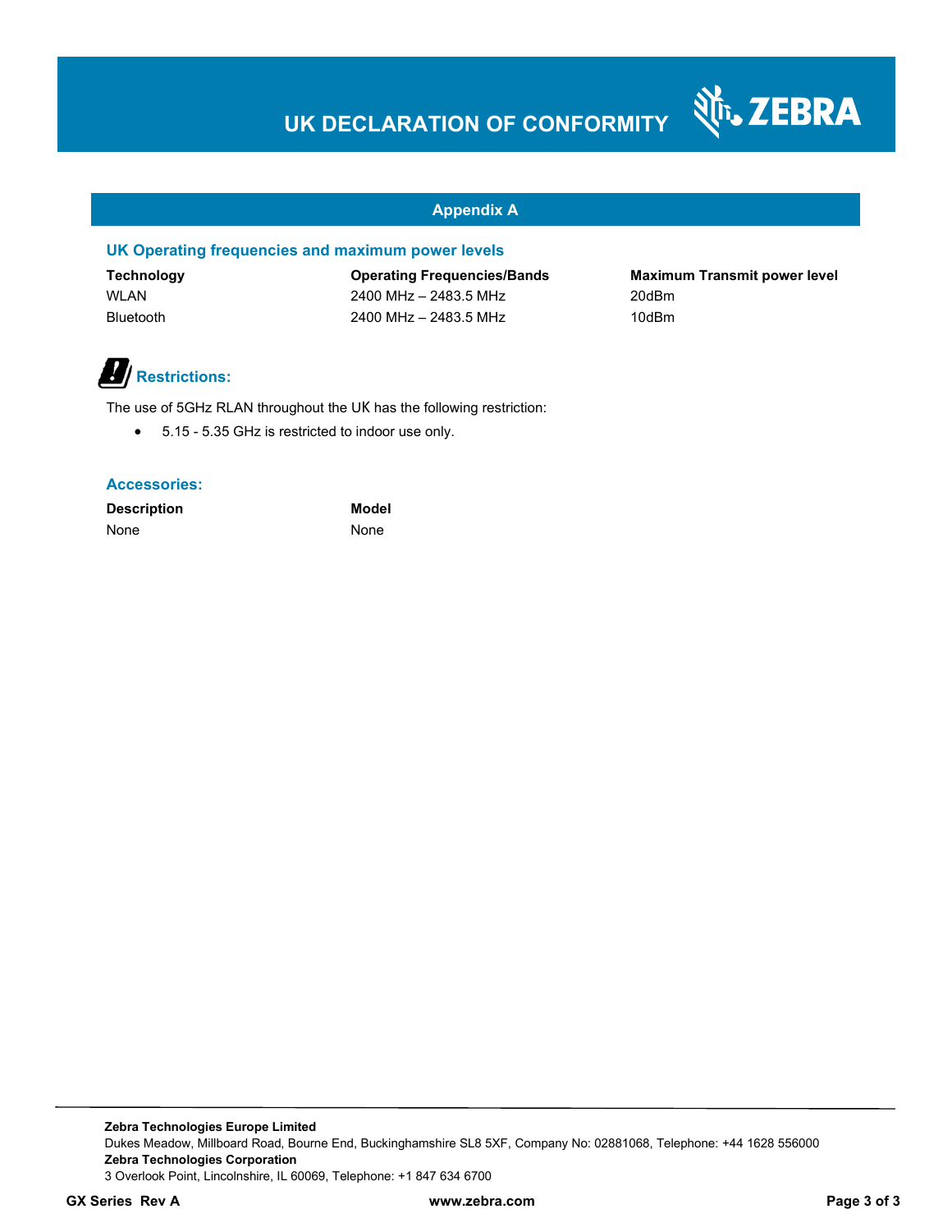# UK DECLARATION OF CONFORMITY

## Appendix A

### UK Operating frequencies and maximum power levels

| Technology | Operating Frequencies/Bands | Maximum Transmit power level |
|---|---|---|
| WLAN | 2400 MHz – 2483.5 MHz | 20dBm |
| Bluetooth | 2400 MHz – 2483.5 MHz | 10dBm |

### Restrictions:

The use of 5GHz RLAN throughout the UK has the following restriction:

- 5.15 - 5.35 GHz is restricted to indoor use only.

### Accessories:

| Description | Model |
|---|---|
| None | None |

**Zebra Technologies Europe Limited**
Dukes Meadow, Millboard Road, Bourne End, Buckinghamshire SL8 5XF, Company No: 02881068, Telephone: +44 1628 556000
**Zebra Technologies Corporation**
3 Overlook Point, Lincolnshire, IL 60069, Telephone: +1 847 634 6700

**GX Series Rev A** **www.zebra.com**